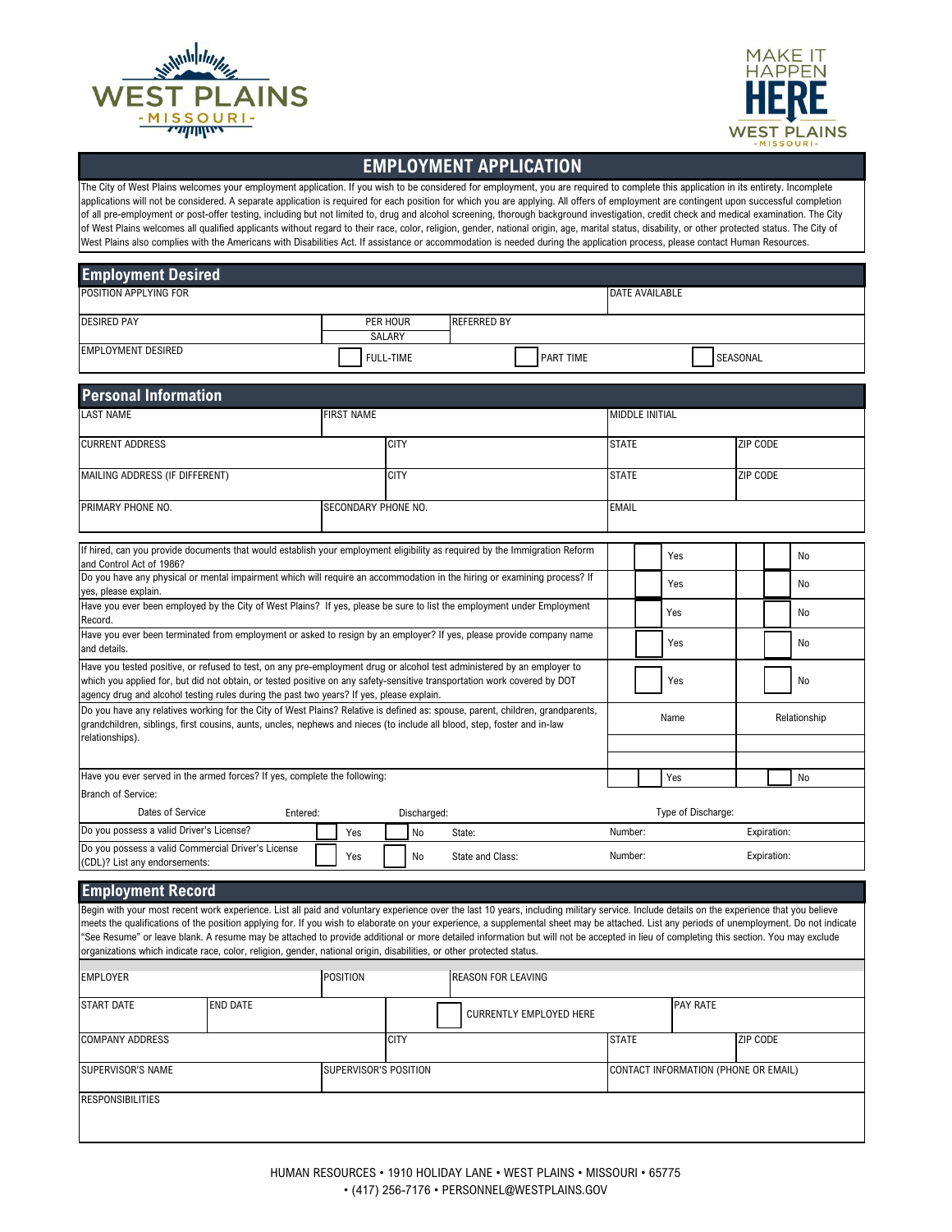# EMPLOYMENT APPLICATION

The City of West Plains welcomes your employment application. If you wish to be considered for employment, you are required to complete this application in its entirety. Incomplete applications will not be considered. A separate application is required for each position for which you are applying. All offers of employment are contingent upon successful completion of all pre-employment or post-offer testing, including but not limited to, drug and alcohol screening, thorough background investigation, credit check and medical examination. The City of West Plains welcomes all qualified applicants without regard to their race, color, religion, gender, national origin, age, marital status, disability, or other protected status. The City of West Plains also complies with the Americans with Disabilities Act. If assistance or accommodation is needed during the application process, please contact Human Resources.

## Employment Desired

| POSITION APPLYING FOR | | | DATE AVAILABLE |
|---|---|---|---|
| DESIRED PAY | PER HOUR / SALARY | REFERRED BY | |
| EMPLOYMENT DESIRED | ☐ FULL-TIME | ☐ PART TIME | ☐ SEASONAL |

## Personal Information

| LAST NAME | FIRST NAME | | MIDDLE INITIAL | |
|---|---|---|---|---|
| CURRENT ADDRESS | | CITY | STATE | ZIP CODE |
| MAILING ADDRESS (IF DIFFERENT) | | CITY | STATE | ZIP CODE |
| PRIMARY PHONE NO. | SECONDARY PHONE NO. | | EMAIL | |

| Question | | |
|---|---|---|
| If hired, can you provide documents that would establish your employment eligibility as required by the Immigration Reform and Control Act of 1986? | ☐ Yes | ☐ No |
| Do you have any physical or mental impairment which will require an accommodation in the hiring or examining process? If yes, please explain. | ☐ Yes | ☐ No |
| Have you ever been employed by the City of West Plains? If yes, please be sure to list the employment under Employment Record. | ☐ Yes | ☐ No |
| Have you ever been terminated from employment or asked to resign by an employer? If yes, please provide company name and details. | ☐ Yes | ☐ No |
| Have you tested positive, or refused to test, on any pre-employment drug or alcohol test administered by an employer to which you applied for, but did not obtain, or tested positive on any safety-sensitive transportation work covered by DOT agency drug and alcohol testing rules during the past two years? If yes, please explain. | ☐ Yes | ☐ No |
| Do you have any relatives working for the City of West Plains? Relative is defined as: spouse, parent, children, grandparents, grandchildren, siblings, first cousins, aunts, uncles, nephews and nieces (to include all blood, step, foster and in-law relationships). | Name | Relationship |
| | | |
| | | |
| Have you ever served in the armed forces? If yes, complete the following: | ☐ Yes | ☐ No |

Branch of Service:

Dates of Service Entered: Discharged: Type of Discharge:

| | | | | | |
|---|---|---|---|---|---|
| Do you possess a valid Driver's License? | ☐ Yes | ☐ No | State: | Number: | Expiration: |
| Do you possess a valid Commercial Driver's License (CDL)? List any endorsements: | ☐ Yes | ☐ No | State and Class: | Number: | Expiration: |

## Employment Record

Begin with your most recent work experience. List all paid and voluntary experience over the last 10 years, including military service. Include details on the experience that you believe meets the qualifications of the position applying for. If you wish to elaborate on your experience, a supplemental sheet may be attached. List any periods of unemployment. Do not indicate "See Resume" or leave blank. A resume may be attached to provide additional or more detailed information but will not be accepted in lieu of completing this section. You may exclude organizations which indicate race, color, religion, gender, national origin, disabilities, or other protected status.

| EMPLOYER | | POSITION | REASON FOR LEAVING | | |
|---|---|---|---|---|---|
| START DATE | END DATE | | ☐ CURRENTLY EMPLOYED HERE | PAY RATE | |
| COMPANY ADDRESS | | CITY | | STATE | ZIP CODE |
| SUPERVISOR'S NAME | | SUPERVISOR'S POSITION | | CONTACT INFORMATION (PHONE OR EMAIL) | |
| RESPONSIBILITIES | | | | | |

HUMAN RESOURCES • 1910 HOLIDAY LANE • WEST PLAINS • MISSOURI • 65775 • (417) 256-7176 • PERSONNEL@WESTPLAINS.GOV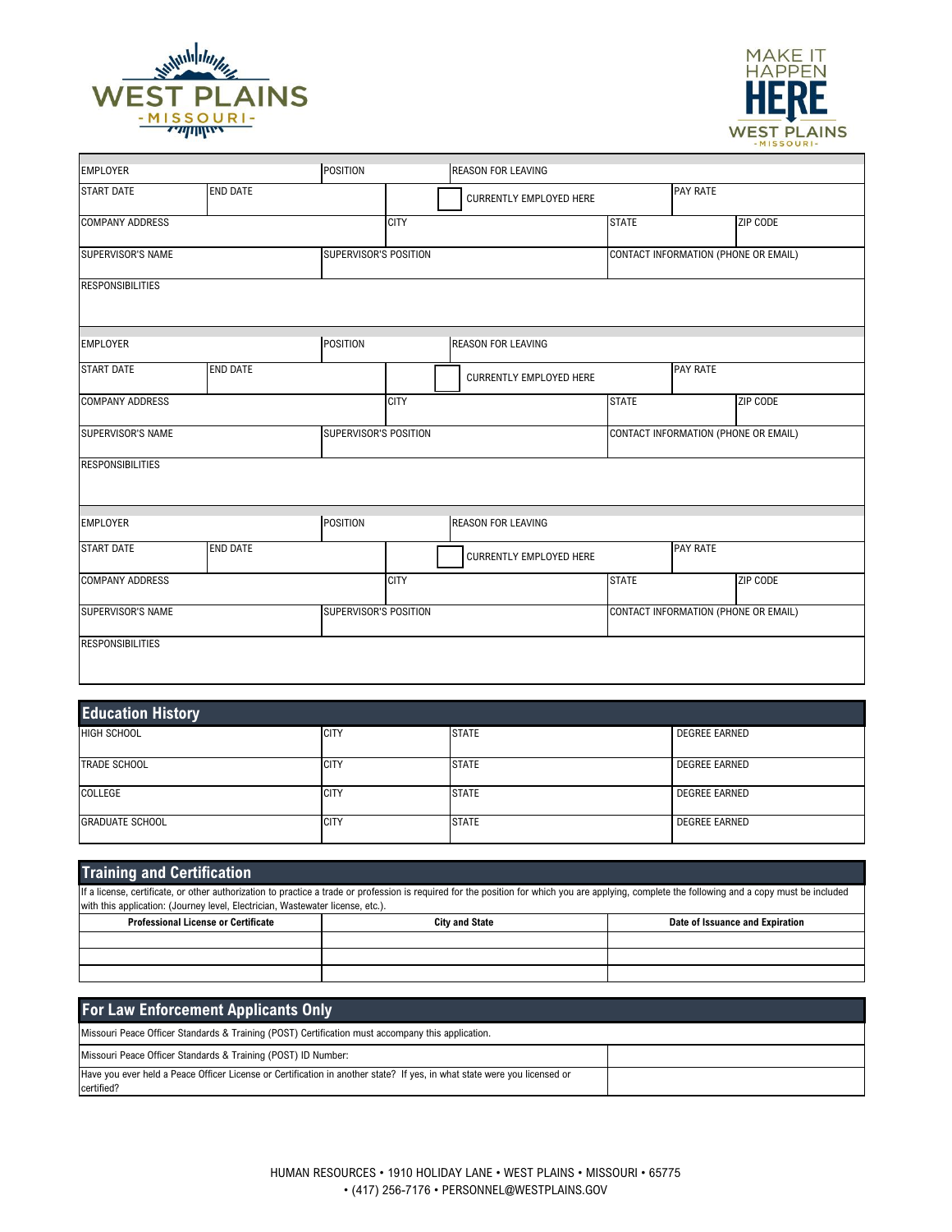| EMPLOYER | | POSITION | REASON FOR LEAVING | |
|---|---|---|---|---|
| START DATE | END DATE | ☐ CURRENTLY EMPLOYED HERE | PAY RATE | |
| COMPANY ADDRESS | | CITY | STATE | ZIP CODE |
| SUPERVISOR'S NAME | | SUPERVISOR'S POSITION | CONTACT INFORMATION (PHONE OR EMAIL) | |
| RESPONSIBILITIES | | | | |

| EMPLOYER | | POSITION | REASON FOR LEAVING | |
|---|---|---|---|---|
| START DATE | END DATE | ☐ CURRENTLY EMPLOYED HERE | PAY RATE | |
| COMPANY ADDRESS | | CITY | STATE | ZIP CODE |
| SUPERVISOR'S NAME | | SUPERVISOR'S POSITION | CONTACT INFORMATION (PHONE OR EMAIL) | |
| RESPONSIBILITIES | | | | |

| EMPLOYER | | POSITION | REASON FOR LEAVING | |
|---|---|---|---|---|
| START DATE | END DATE | ☐ CURRENTLY EMPLOYED HERE | PAY RATE | |
| COMPANY ADDRESS | | CITY | STATE | ZIP CODE |
| SUPERVISOR'S NAME | | SUPERVISOR'S POSITION | CONTACT INFORMATION (PHONE OR EMAIL) | |
| RESPONSIBILITIES | | | | |

## Education History

| HIGH SCHOOL | CITY | STATE | DEGREE EARNED |
|---|---|---|---|
| TRADE SCHOOL | CITY | STATE | DEGREE EARNED |
| COLLEGE | CITY | STATE | DEGREE EARNED |
| GRADUATE SCHOOL | CITY | STATE | DEGREE EARNED |

## Training and Certification

If a license, certificate, or other authorization to practice a trade or profession is required for the position for which you are applying, complete the following and a copy must be included with this application: (Journey level, Electrician, Wastewater license, etc.).

| Professional License or Certificate | City and State | Date of Issuance and Expiration |
|---|---|---|
| | | |
| | | |
| | | |

## For Law Enforcement Applicants Only

Missouri Peace Officer Standards & Training (POST) Certification must accompany this application.

| | |
|---|---|
| Missouri Peace Officer Standards & Training (POST) ID Number: | |
| Have you ever held a Peace Officer License or Certification in another state? If yes, in what state were you licensed or certified? | |

HUMAN RESOURCES • 1910 HOLIDAY LANE • WEST PLAINS • MISSOURI • 65775 • (417) 256-7176 • PERSONNEL@WESTPLAINS.GOV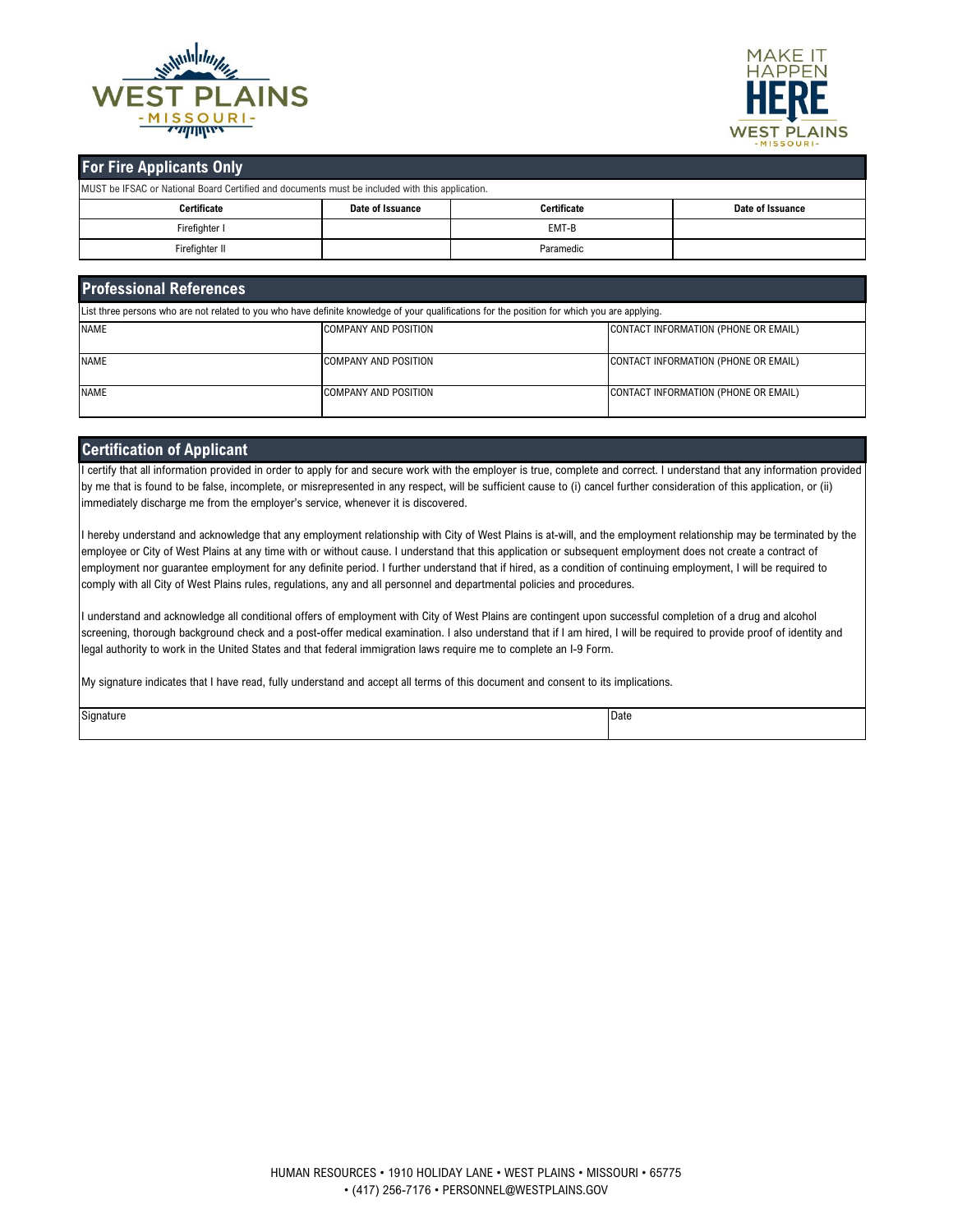## For Fire Applicants Only

MUST be IFSAC or National Board Certified and documents must be included with this application.

| Certificate | Date of Issuance | Certificate | Date of Issuance |
| --- | --- | --- | --- |
| Firefighter I | | EMT-B | |
| Firefighter II | | Paramedic | |

## Professional References

List three persons who are not related to you who have definite knowledge of your qualifications for the position for which you are applying.

| NAME | COMPANY AND POSITION | CONTACT INFORMATION (PHONE OR EMAIL) |
| --- | --- | --- |
| NAME | COMPANY AND POSITION | CONTACT INFORMATION (PHONE OR EMAIL) |
| NAME | COMPANY AND POSITION | CONTACT INFORMATION (PHONE OR EMAIL) |

## Certification of Applicant

I certify that all information provided in order to apply for and secure work with the employer is true, complete and correct. I understand that any information provided by me that is found to be false, incomplete, or misrepresented in any respect, will be sufficient cause to (i) cancel further consideration of this application, or (ii) immediately discharge me from the employer's service, whenever it is discovered.

I hereby understand and acknowledge that any employment relationship with City of West Plains is at-will, and the employment relationship may be terminated by the employee or City of West Plains at any time with or without cause. I understand that this application or subsequent employment does not create a contract of employment nor guarantee employment for any definite period. I further understand that if hired, as a condition of continuing employment, I will be required to comply with all City of West Plains rules, regulations, any and all personnel and departmental policies and procedures.

I understand and acknowledge all conditional offers of employment with City of West Plains are contingent upon successful completion of a drug and alcohol screening, thorough background check and a post-offer medical examination. I also understand that if I am hired, I will be required to provide proof of identity and legal authority to work in the United States and that federal immigration laws require me to complete an I-9 Form.

My signature indicates that I have read, fully understand and accept all terms of this document and consent to its implications.

| Signature | Date |
| --- | --- |
| | |

HUMAN RESOURCES • 1910 HOLIDAY LANE • WEST PLAINS • MISSOURI • 65775 • (417) 256-7176 • PERSONNEL@WESTPLAINS.GOV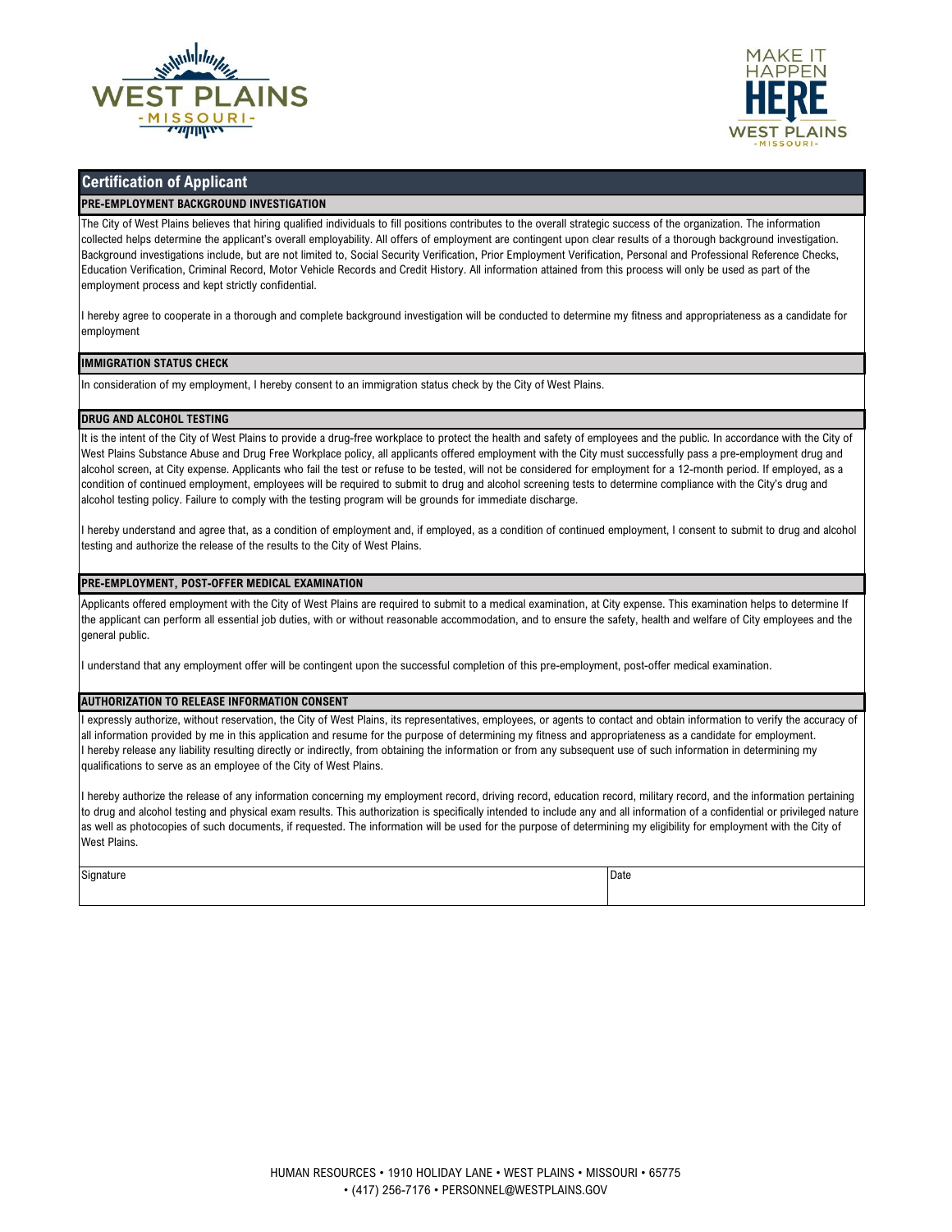## Certification of Applicant

### PRE-EMPLOYMENT BACKGROUND INVESTIGATION

The City of West Plains believes that hiring qualified individuals to fill positions contributes to the overall strategic success of the organization. The information collected helps determine the applicant's overall employability. All offers of employment are contingent upon clear results of a thorough background investigation. Background investigations include, but are not limited to, Social Security Verification, Prior Employment Verification, Personal and Professional Reference Checks, Education Verification, Criminal Record, Motor Vehicle Records and Credit History. All information attained from this process will only be used as part of the employment process and kept strictly confidential.

I hereby agree to cooperate in a thorough and complete background investigation will be conducted to determine my fitness and appropriateness as a candidate for employment

### IMMIGRATION STATUS CHECK

In consideration of my employment, I hereby consent to an immigration status check by the City of West Plains.

### DRUG AND ALCOHOL TESTING

It is the intent of the City of West Plains to provide a drug-free workplace to protect the health and safety of employees and the public. In accordance with the City of West Plains Substance Abuse and Drug Free Workplace policy, all applicants offered employment with the City must successfully pass a pre-employment drug and alcohol screen, at City expense. Applicants who fail the test or refuse to be tested, will not be considered for employment for a 12-month period. If employed, as a condition of continued employment, employees will be required to submit to drug and alcohol screening tests to determine compliance with the City's drug and alcohol testing policy. Failure to comply with the testing program will be grounds for immediate discharge.

I hereby understand and agree that, as a condition of employment and, if employed, as a condition of continued employment, I consent to submit to drug and alcohol testing and authorize the release of the results to the City of West Plains.

### PRE-EMPLOYMENT, POST-OFFER MEDICAL EXAMINATION

Applicants offered employment with the City of West Plains are required to submit to a medical examination, at City expense. This examination helps to determine If the applicant can perform all essential job duties, with or without reasonable accommodation, and to ensure the safety, health and welfare of City employees and the general public.

I understand that any employment offer will be contingent upon the successful completion of this pre-employment, post-offer medical examination.

### AUTHORIZATION TO RELEASE INFORMATION CONSENT

I expressly authorize, without reservation, the City of West Plains, its representatives, employees, or agents to contact and obtain information to verify the accuracy of all information provided by me in this application and resume for the purpose of determining my fitness and appropriateness as a candidate for employment.
I hereby release any liability resulting directly or indirectly, from obtaining the information or from any subsequent use of such information in determining my qualifications to serve as an employee of the City of West Plains.

I hereby authorize the release of any information concerning my employment record, driving record, education record, military record, and the information pertaining to drug and alcohol testing and physical exam results. This authorization is specifically intended to include any and all information of a confidential or privileged nature as well as photocopies of such documents, if requested. The information will be used for the purpose of determining my eligibility for employment with the City of West Plains.

| Signature | Date |
|---|---|
| | |

HUMAN RESOURCES • 1910 HOLIDAY LANE • WEST PLAINS • MISSOURI • 65775
• (417) 256-7176 • PERSONNEL@WESTPLAINS.GOV